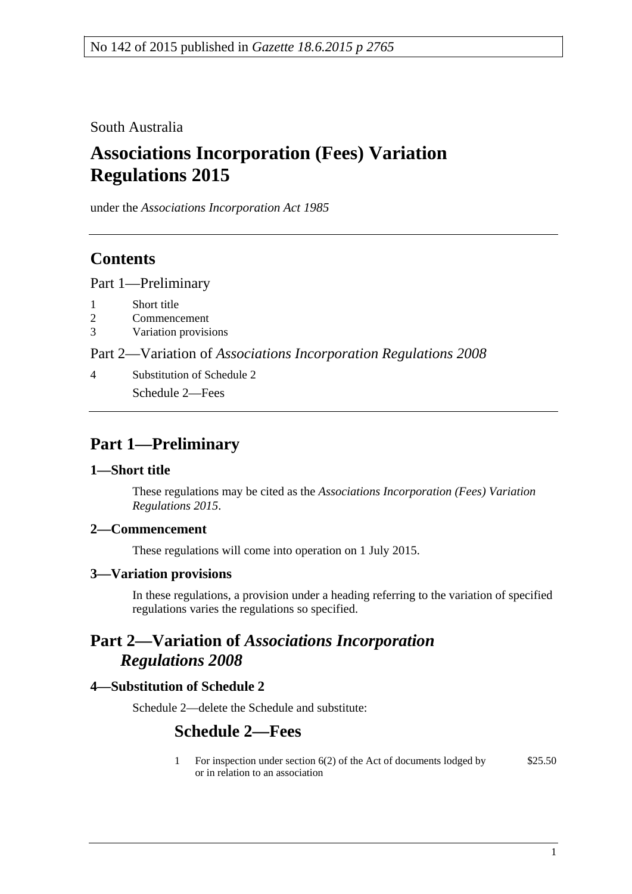No 142 of 2015 published in *Gazette 18.6.2015 p 2765*

South Australia

# Associations Incorporation (Fees) Variation Regulations 2015

under the *Associations Incorporation Act 1985*

## Contents

Part 1—Preliminary

1 Short title
2 Commencement
3 Variation provisions

Part 2—Variation of *Associations Incorporation Regulations 2008*

4 Substitution of Schedule 2
Schedule 2—Fees

## Part 1—Preliminary

### 1—Short title

These regulations may be cited as the *Associations Incorporation (Fees) Variation Regulations 2015*.

### 2—Commencement

These regulations will come into operation on 1 July 2015.

### 3—Variation provisions

In these regulations, a provision under a heading referring to the variation of specified regulations varies the regulations so specified.

## Part 2—Variation of *Associations Incorporation Regulations 2008*

### 4—Substitution of Schedule 2

Schedule 2—delete the Schedule and substitute:

## Schedule 2—Fees

| | | |
|---|---|---|
| 1 | For inspection under section 6(2) of the Act of documents lodged by or in relation to an association | $25.50 |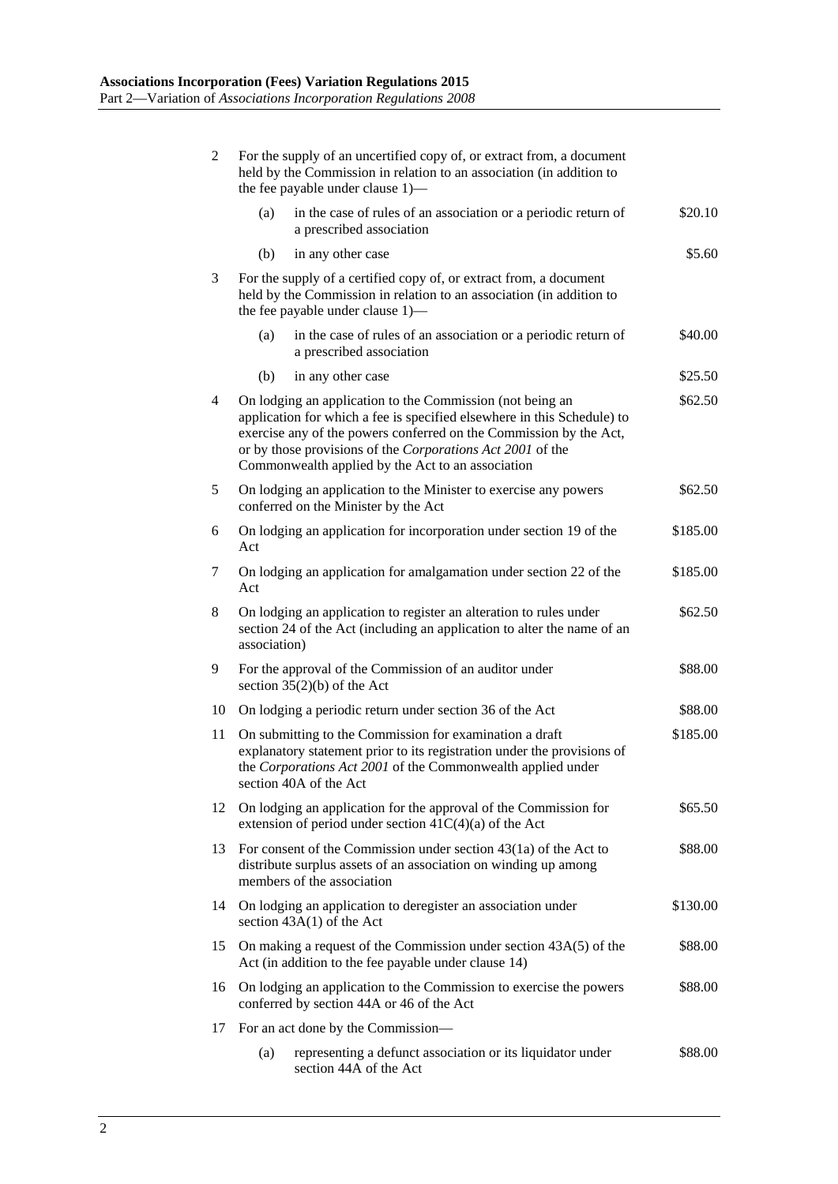| | | |
|---|---|---|
| 2 | For the supply of an uncertified copy of, or extract from, a document held by the Commission in relation to an association (in addition to the fee payable under clause 1)— | |
| | (a) in the case of rules of an association or a periodic return of a prescribed association | \$20.10 |
| | (b) in any other case | \$5.60 |
| 3 | For the supply of a certified copy of, or extract from, a document held by the Commission in relation to an association (in addition to the fee payable under clause 1)— | |
| | (a) in the case of rules of an association or a periodic return of a prescribed association | \$40.00 |
| | (b) in any other case | \$25.50 |
| 4 | On lodging an application to the Commission (not being an application for which a fee is specified elsewhere in this Schedule) to exercise any of the powers conferred on the Commission by the Act, or by those provisions of the *Corporations Act 2001* of the Commonwealth applied by the Act to an association | \$62.50 |
| 5 | On lodging an application to the Minister to exercise any powers conferred on the Minister by the Act | \$62.50 |
| 6 | On lodging an application for incorporation under section 19 of the Act | \$185.00 |
| 7 | On lodging an application for amalgamation under section 22 of the Act | \$185.00 |
| 8 | On lodging an application to register an alteration to rules under section 24 of the Act (including an application to alter the name of an association) | \$62.50 |
| 9 | For the approval of the Commission of an auditor under section 35(2)(b) of the Act | \$88.00 |
| 10 | On lodging a periodic return under section 36 of the Act | \$88.00 |
| 11 | On submitting to the Commission for examination a draft explanatory statement prior to its registration under the provisions of the *Corporations Act 2001* of the Commonwealth applied under section 40A of the Act | \$185.00 |
| 12 | On lodging an application for the approval of the Commission for extension of period under section 41C(4)(a) of the Act | \$65.50 |
| 13 | For consent of the Commission under section 43(1a) of the Act to distribute surplus assets of an association on winding up among members of the association | \$88.00 |
| 14 | On lodging an application to deregister an association under section 43A(1) of the Act | \$130.00 |
| 15 | On making a request of the Commission under section 43A(5) of the Act (in addition to the fee payable under clause 14) | \$88.00 |
| 16 | On lodging an application to the Commission to exercise the powers conferred by section 44A or 46 of the Act | \$88.00 |
| 17 | For an act done by the Commission— | |
| | (a) representing a defunct association or its liquidator under section 44A of the Act | \$88.00 |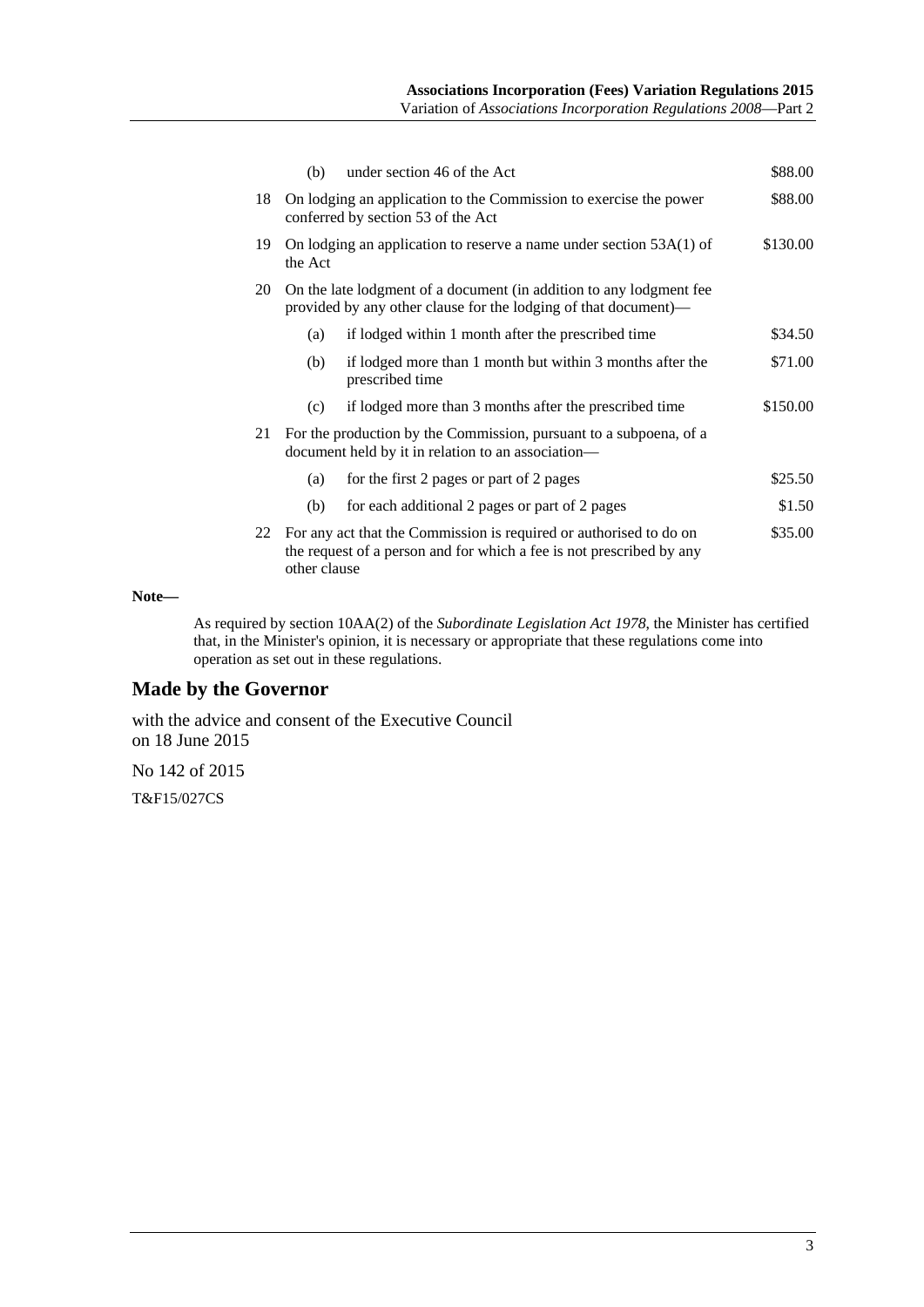| | | | |
|---|---|---|---|
| | (b) | under section 46 of the Act | $88.00 |
| 18 | On lodging an application to the Commission to exercise the power conferred by section 53 of the Act | | $88.00 |
| 19 | On lodging an application to reserve a name under section 53A(1) of the Act | | $130.00 |
| 20 | On the late lodgment of a document (in addition to any lodgment fee provided by any other clause for the lodging of that document)— | | |
| | (a) | if lodged within 1 month after the prescribed time | $34.50 |
| | (b) | if lodged more than 1 month but within 3 months after the prescribed time | $71.00 |
| | (c) | if lodged more than 3 months after the prescribed time | $150.00 |
| 21 | For the production by the Commission, pursuant to a subpoena, of a document held by it in relation to an association— | | |
| | (a) | for the first 2 pages or part of 2 pages | $25.50 |
| | (b) | for each additional 2 pages or part of 2 pages | $1.50 |
| 22 | For any act that the Commission is required or authorised to do on the request of a person and for which a fee is not prescribed by any other clause | | $35.00 |

**Note—**

As required by section 10AA(2) of the *Subordinate Legislation Act 1978*, the Minister has certified that, in the Minister's opinion, it is necessary or appropriate that these regulations come into operation as set out in these regulations.

## Made by the Governor

with the advice and consent of the Executive Council on 18 June 2015

No 142 of 2015

T&F15/027CS